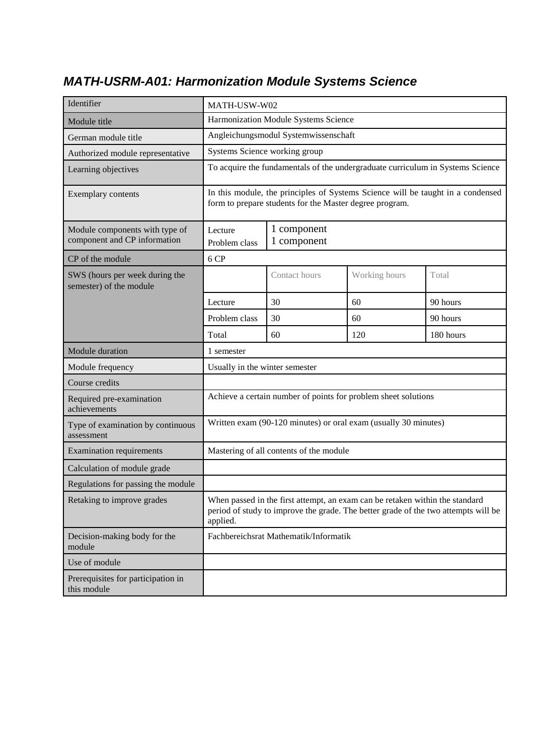## *MATH-USRM-A01: Harmonization Module Systems Science*

| Identifier | MATH-USW-W02 | | | |
|---|---|---|---|---|
| Module title | Harmonization Module Systems Science | | | |
| German module title | Angleichungsmodul Systemwissenschaft | | | |
| Authorized module representative | Systems Science working group | | | |
| Learning objectives | To acquire the fundamentals of the undergraduate curriculum in Systems Science | | | |
| Exemplary contents | In this module, the principles of Systems Science will be taught in a condensed form to prepare students for the Master degree program. | | | |
| Module components with type of component and CP information | Lecture<br>Problem class | 1 component<br>1 component | | |
| CP of the module | 6 CP | | | |
| SWS (hours per week during the semester) of the module | | Contact hours | Working hours | Total |
| | Lecture | 30 | 60 | 90 hours |
| | Problem class | 30 | 60 | 90 hours |
| | Total | 60 | 120 | 180 hours |
| Module duration | 1 semester | | | |
| Module frequency | Usually in the winter semester | | | |
| Course credits | | | | |
| Required pre-examination achievements | Achieve a certain number of points for problem sheet solutions | | | |
| Type of examination by continuous assessment | Written exam (90-120 minutes) or oral exam (usually 30 minutes) | | | |
| Examination requirements | Mastering of all contents of the module | | | |
| Calculation of module grade | | | | |
| Regulations for passing the module | | | | |
| Retaking to improve grades | When passed in the first attempt, an exam can be retaken within the standard period of study to improve the grade. The better grade of the two attempts will be applied. | | | |
| Decision-making body for the module | Fachbereichsrat Mathematik/Informatik | | | |
| Use of module | | | | |
| Prerequisites for participation in this module | | | | |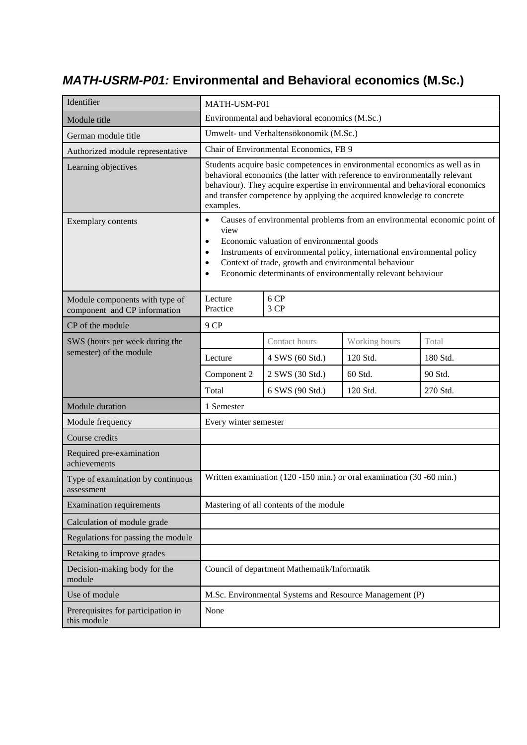## *MATH-USRM-P01:* Environmental and Behavioral economics (M.Sc.)

| Identifier | MATH-USM-P01 | | | |
|---|---|---|---|---|
| Module title | Environmental and behavioral economics (M.Sc.) | | | |
| German module title | Umwelt- und Verhaltensökonomik (M.Sc.) | | | |
| Authorized module representative | Chair of Environmental Economics, FB 9 | | | |
| Learning objectives | Students acquire basic competences in environmental economics as well as in behavioral economics (the latter with reference to environmentally relevant behaviour). They acquire expertise in environmental and behavioral economics and transfer competence by applying the acquired knowledge to concrete examples. | | | |
| Exemplary contents | • Causes of environmental problems from an environmental economic point of view<br>• Economic valuation of environmental goods<br>• Instruments of environmental policy, international environmental policy<br>• Context of trade, growth and environmental behaviour<br>• Economic determinants of environmentally relevant behaviour | | | |
| Module components with type of component and CP information | Lecture<br>Practice | 6 CP<br>3 CP | | |
| CP of the module | 9 CP | | | |
| SWS (hours per week during the semester) of the module | | Contact hours | Working hours | Total |
| | Lecture | 4 SWS (60 Std.) | 120 Std. | 180 Std. |
| | Component 2 | 2 SWS (30 Std.) | 60 Std. | 90 Std. |
| | Total | 6 SWS (90 Std.) | 120 Std. | 270 Std. |
| Module duration | 1 Semester | | | |
| Module frequency | Every winter semester | | | |
| Course credits | | | | |
| Required pre-examination achievements | | | | |
| Type of examination by continuous assessment | Written examination (120 -150 min.) or oral examination (30 -60 min.) | | | |
| Examination requirements | Mastering of all contents of the module | | | |
| Calculation of module grade | | | | |
| Regulations for passing the module | | | | |
| Retaking to improve grades | | | | |
| Decision-making body for the module | Council of department Mathematik/Informatik | | | |
| Use of module | M.Sc. Environmental Systems and Resource Management (P) | | | |
| Prerequisites for participation in this module | None | | | |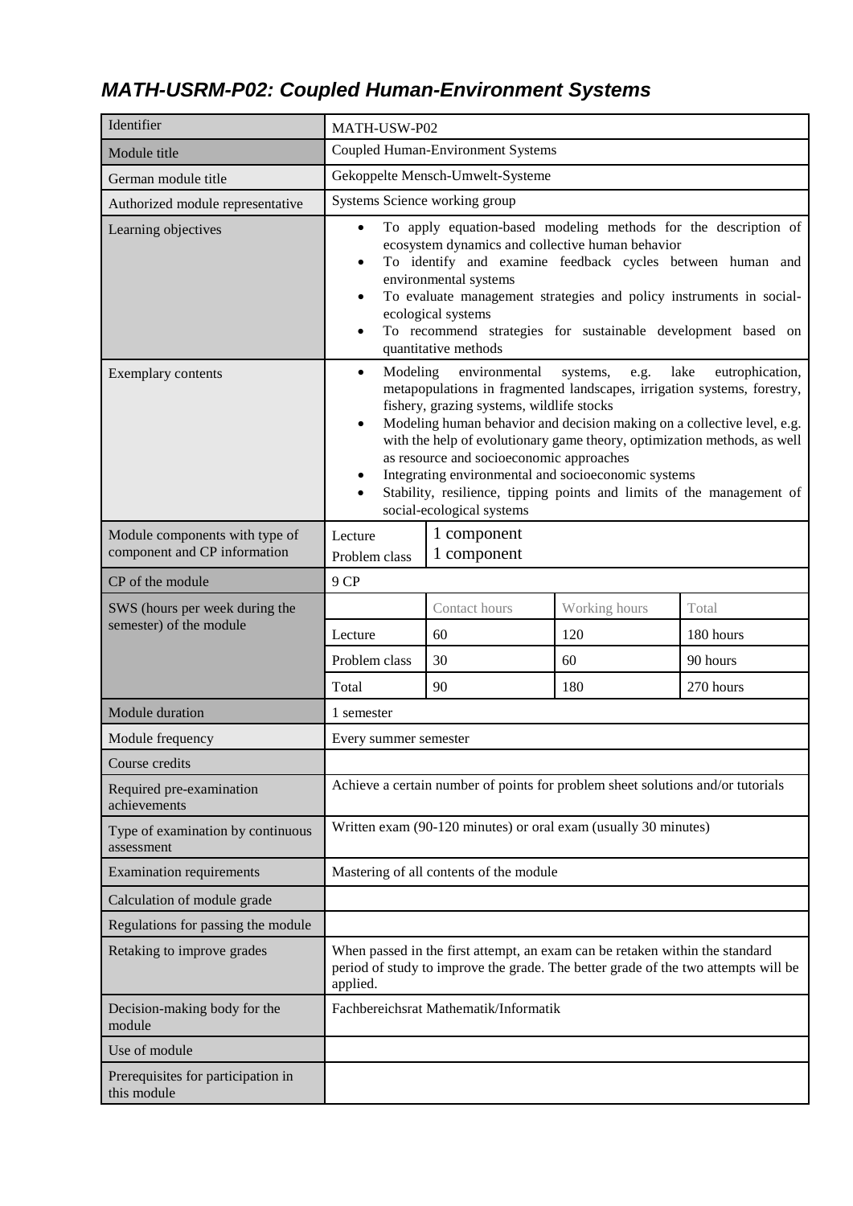# *MATH-USRM-P02: Coupled Human-Environment Systems*

| Identifier | MATH-USW-P02 | | | |
|---|---|---|---|---|
| Module title | Coupled Human-Environment Systems | | | |
| German module title | Gekoppelte Mensch-Umwelt-Systeme | | | |
| Authorized module representative | Systems Science working group | | | |
| Learning objectives | • To apply equation-based modeling methods for the description of ecosystem dynamics and collective human behavior<br>• To identify and examine feedback cycles between human and environmental systems<br>• To evaluate management strategies and policy instruments in social-ecological systems<br>• To recommend strategies for sustainable development based on quantitative methods | | | |
| Exemplary contents | • Modeling environmental systems, e.g. lake eutrophication, metapopulations in fragmented landscapes, irrigation systems, forestry, fishery, grazing systems, wildlife stocks<br>• Modeling human behavior and decision making on a collective level, e.g. with the help of evolutionary game theory, optimization methods, as well as resource and socioeconomic approaches<br>• Integrating environmental and socioeconomic systems<br>• Stability, resilience, tipping points and limits of the management of social-ecological systems | | | |
| Module components with type of component and CP information | Lecture | 1 component | | |
| | Problem class | 1 component | | |
| CP of the module | 9 CP | | | |
| SWS (hours per week during the semester) of the module | | Contact hours | Working hours | Total |
| | Lecture | 60 | 120 | 180 hours |
| | Problem class | 30 | 60 | 90 hours |
| | Total | 90 | 180 | 270 hours |
| Module duration | 1 semester | | | |
| Module frequency | Every summer semester | | | |
| Course credits | | | | |
| Required pre-examination achievements | Achieve a certain number of points for problem sheet solutions and/or tutorials | | | |
| Type of examination by continuous assessment | Written exam (90-120 minutes) or oral exam (usually 30 minutes) | | | |
| Examination requirements | Mastering of all contents of the module | | | |
| Calculation of module grade | | | | |
| Regulations for passing the module | | | | |
| Retaking to improve grades | When passed in the first attempt, an exam can be retaken within the standard period of study to improve the grade. The better grade of the two attempts will be applied. | | | |
| Decision-making body for the module | Fachbereichsrat Mathematik/Informatik | | | |
| Use of module | | | | |
| Prerequisites for participation in this module | | | | |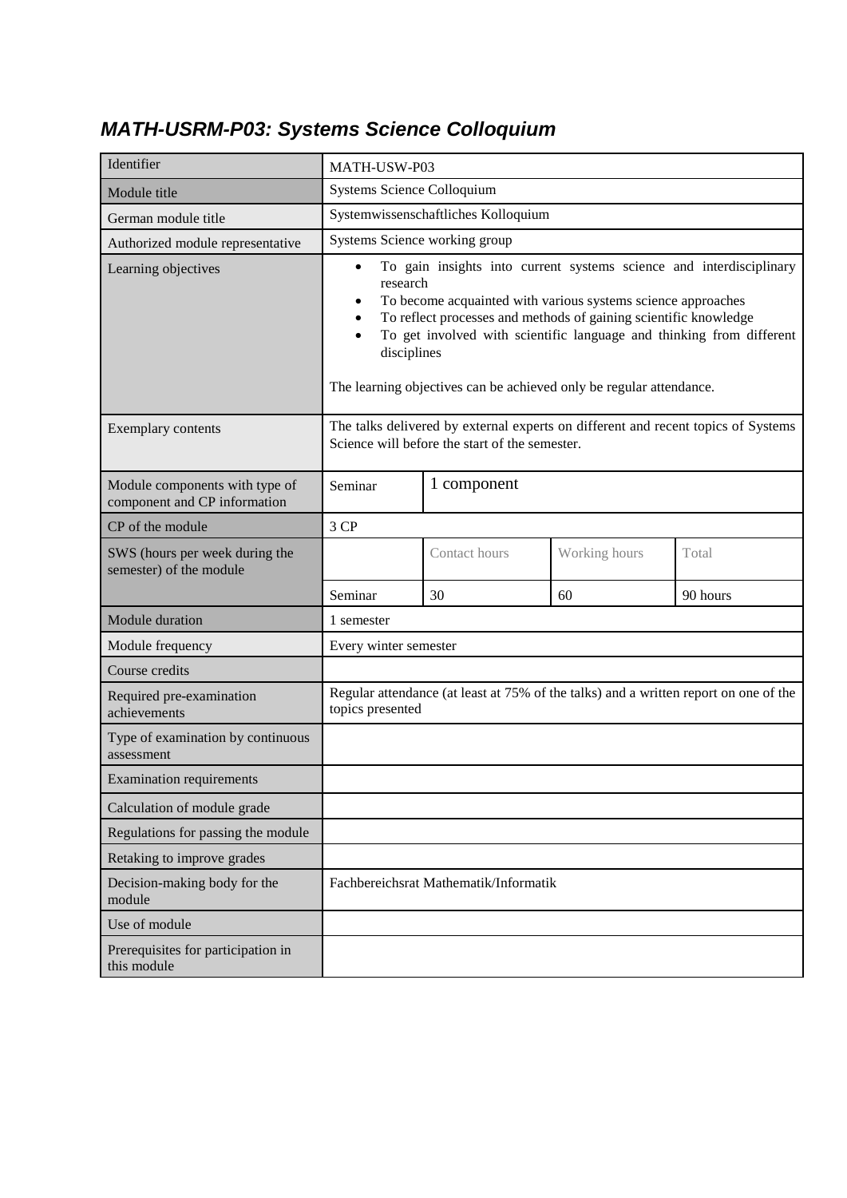## *MATH-USRM-P03: Systems Science Colloquium*

| Identifier | MATH-USW-P03 | | | |
|---|---|---|---|---|
| Module title | Systems Science Colloquium | | | |
| German module title | Systemwissenschaftliches Kolloquium | | | |
| Authorized module representative | Systems Science working group | | | |
| Learning objectives | • To gain insights into current systems science and interdisciplinary research<br>• To become acquainted with various systems science approaches<br>• To reflect processes and methods of gaining scientific knowledge<br>• To get involved with scientific language and thinking from different disciplines<br><br>The learning objectives can be achieved only be regular attendance. | | | |
| Exemplary contents | The talks delivered by external experts on different and recent topics of Systems Science will before the start of the semester. | | | |
| Module components with type of component and CP information | Seminar | 1 component | | |
| CP of the module | 3 CP | | | |
| SWS (hours per week during the semester) of the module | | Contact hours | Working hours | Total |
| | Seminar | 30 | 60 | 90 hours |
| Module duration | 1 semester | | | |
| Module frequency | Every winter semester | | | |
| Course credits | | | | |
| Required pre-examination achievements | Regular attendance (at least at 75% of the talks) and a written report on one of the topics presented | | | |
| Type of examination by continuous assessment | | | | |
| Examination requirements | | | | |
| Calculation of module grade | | | | |
| Regulations for passing the module | | | | |
| Retaking to improve grades | | | | |
| Decision-making body for the module | Fachbereichsrat Mathematik/Informatik | | | |
| Use of module | | | | |
| Prerequisites for participation in this module | | | | |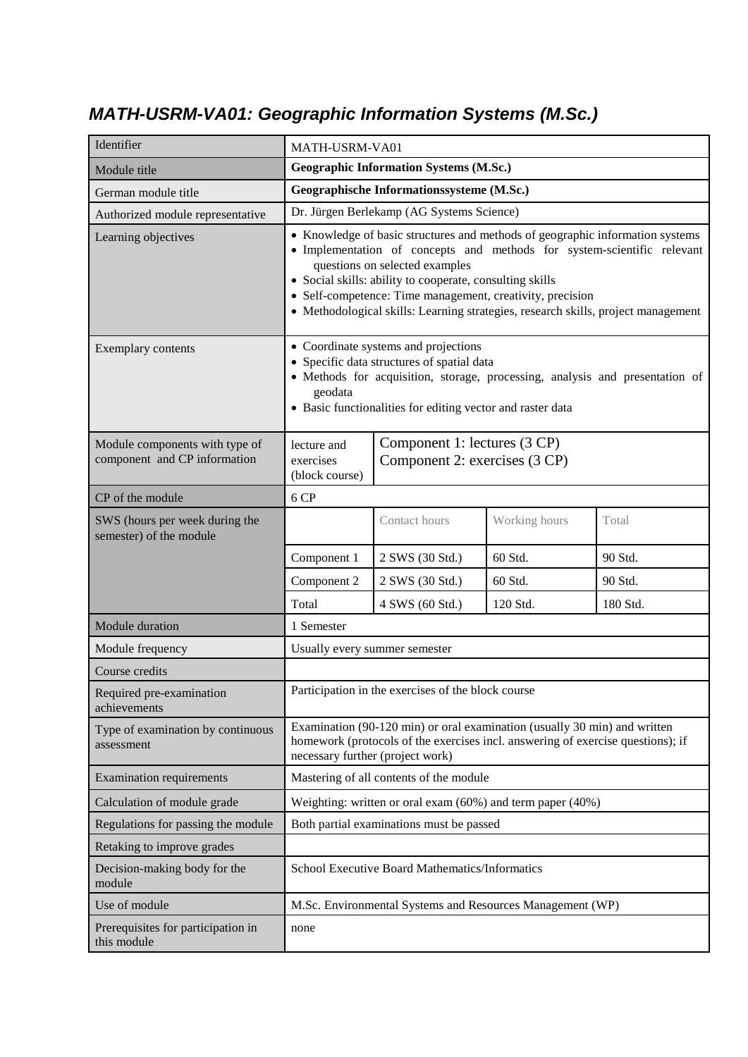## MATH-USRM-VA01: Geographic Information Systems (M.Sc.)

| | | | | |
|---|---|---|---|---|
| Identifier | MATH-USRM-VA01 | | | |
| Module title | **Geographic Information Systems (M.Sc.)** | | | |
| German module title | **Geographische Informationssysteme (M.Sc.)** | | | |
| Authorized module representative | Dr. Jürgen Berlekamp (AG Systems Science) | | | |
| Learning objectives | • Knowledge of basic structures and methods of geographic information systems<br>• Implementation of concepts and methods for system-scientific relevant questions on selected examples<br>• Social skills: ability to cooperate, consulting skills<br>• Self-competence: Time management, creativity, precision<br>• Methodological skills: Learning strategies, research skills, project management | | | |
| Exemplary contents | • Coordinate systems and projections<br>• Specific data structures of spatial data<br>• Methods for acquisition, storage, processing, analysis and presentation of geodata<br>• Basic functionalities for editing vector and raster data | | | |
| Module components with type of component and CP information | lecture and exercises (block course) | Component 1: lectures (3 CP)<br>Component 2: exercises (3 CP) | | |
| CP of the module | 6 CP | | | |
| SWS (hours per week during the semester) of the module | | Contact hours | Working hours | Total |
| | Component 1 | 2 SWS (30 Std.) | 60 Std. | 90 Std. |
| | Component 2 | 2 SWS (30 Std.) | 60 Std. | 90 Std. |
| | Total | 4 SWS (60 Std.) | 120 Std. | 180 Std. |
| Module duration | 1 Semester | | | |
| Module frequency | Usually every summer semester | | | |
| Course credits | | | | |
| Required pre-examination achievements | Participation in the exercises of the block course | | | |
| Type of examination by continuous assessment | Examination (90-120 min) or oral examination (usually 30 min) and written homework (protocols of the exercises incl. answering of exercise questions); if necessary further (project work) | | | |
| Examination requirements | Mastering of all contents of the module | | | |
| Calculation of module grade | Weighting: written or oral exam (60%) and term paper (40%) | | | |
| Regulations for passing the module | Both partial examinations must be passed | | | |
| Retaking to improve grades | | | | |
| Decision-making body for the module | School Executive Board Mathematics/Informatics | | | |
| Use of module | M.Sc. Environmental Systems and Resources Management (WP) | | | |
| Prerequisites for participation in this module | none | | | |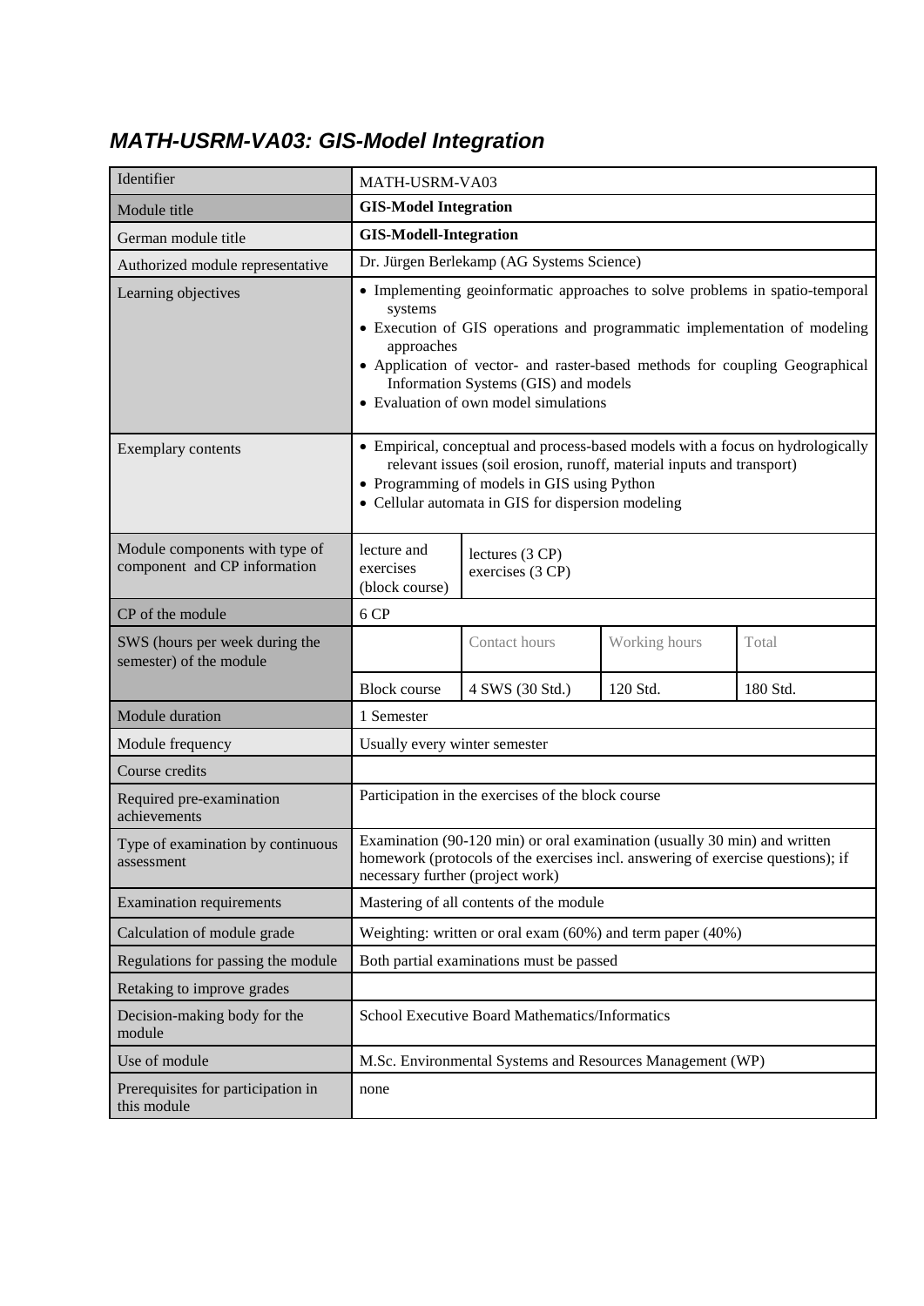## *MATH-USRM-VA03: GIS-Model Integration*

| Identifier | MATH-USRM-VA03 | | | |
|---|---|---|---|---|
| Module title | **GIS-Model Integration** | | | |
| German module title | **GIS-Modell-Integration** | | | |
| Authorized module representative | Dr. Jürgen Berlekamp (AG Systems Science) | | | |
| Learning objectives | • Implementing geoinformatic approaches to solve problems in spatio-temporal systems<br>• Execution of GIS operations and programmatic implementation of modeling approaches<br>• Application of vector- and raster-based methods for coupling Geographical Information Systems (GIS) and models<br>• Evaluation of own model simulations | | | |
| Exemplary contents | • Empirical, conceptual and process-based models with a focus on hydrologically relevant issues (soil erosion, runoff, material inputs and transport)<br>• Programming of models in GIS using Python<br>• Cellular automata in GIS for dispersion modeling | | | |
| Module components with type of component and CP information | lecture and exercises (block course) | lectures (3 CP)<br>exercises (3 CP) | | |
| CP of the module | 6 CP | | | |
| SWS (hours per week during the semester) of the module | | Contact hours | Working hours | Total |
| | Block course | 4 SWS (30 Std.) | 120 Std. | 180 Std. |
| Module duration | 1 Semester | | | |
| Module frequency | Usually every winter semester | | | |
| Course credits | | | | |
| Required pre-examination achievements | Participation in the exercises of the block course | | | |
| Type of examination by continuous assessment | Examination (90-120 min) or oral examination (usually 30 min) and written homework (protocols of the exercises incl. answering of exercise questions); if necessary further (project work) | | | |
| Examination requirements | Mastering of all contents of the module | | | |
| Calculation of module grade | Weighting: written or oral exam (60%) and term paper (40%) | | | |
| Regulations for passing the module | Both partial examinations must be passed | | | |
| Retaking to improve grades | | | | |
| Decision-making body for the module | School Executive Board Mathematics/Informatics | | | |
| Use of module | M.Sc. Environmental Systems and Resources Management (WP) | | | |
| Prerequisites for participation in this module | none | | | |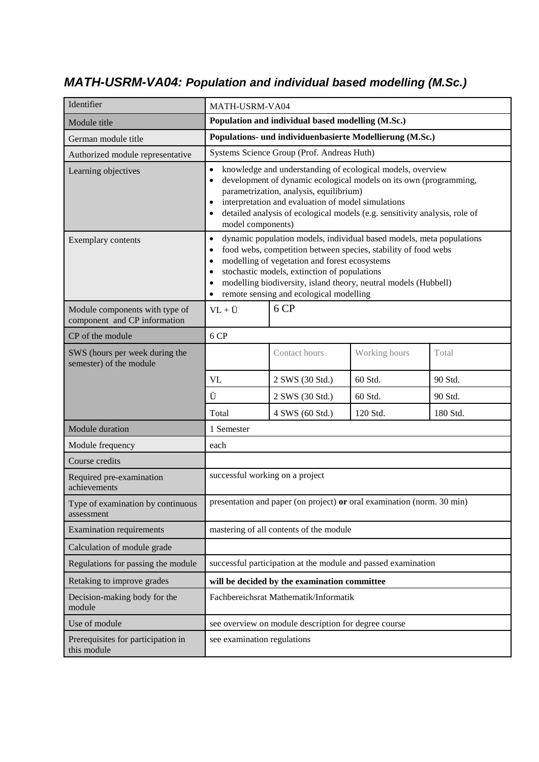## *MATH-USRM-VA04: Population and individual based modelling (M.Sc.)*

| Identifier | MATH-USRM-VA04 | | | |
|---|---|---|---|---|
| Module title | **Population and individual based modelling (M.Sc.)** | | | |
| German module title | **Populations- und individuenbasierte Modellierung (M.Sc.)** | | | |
| Authorized module representative | Systems Science Group (Prof. Andreas Huth) | | | |
| Learning objectives | • knowledge and understanding of ecological models, overview<br>• development of dynamic ecological models on its own (programming, parametrization, analysis, equilibrium)<br>• interpretation and evaluation of model simulations<br>• detailed analysis of ecological models (e.g. sensitivity analysis, role of model components) | | | |
| Exemplary contents | • dynamic population models, individual based models, meta populations<br>• food webs, competition between species, stability of food webs<br>• modelling of vegetation and forest ecosystems<br>• stochastic models, extinction of populations<br>• modelling biodiversity, island theory, neutral models (Hubbell)<br>• remote sensing and ecological modelling | | | |
| Module components with type of component and CP information | VL + Ü | 6 CP | | |
| CP of the module | 6 CP | | | |
| SWS (hours per week during the semester) of the module | | Contact hours | Working hours | Total |
| | VL | 2 SWS (30 Std.) | 60 Std. | 90 Std. |
| | Ü | 2 SWS (30 Std.) | 60 Std. | 90 Std. |
| | Total | 4 SWS (60 Std.) | 120 Std. | 180 Std. |
| Module duration | 1 Semester | | | |
| Module frequency | each | | | |
| Course credits | | | | |
| Required pre-examination achievements | successful working on a project | | | |
| Type of examination by continuous assessment | presentation and paper (on project) **or** oral examination (norm. 30 min) | | | |
| Examination requirements | mastering of all contents of the module | | | |
| Calculation of module grade | | | | |
| Regulations for passing the module | successful participation at the module and passed examination | | | |
| Retaking to improve grades | **will be decided by the examination committee** | | | |
| Decision-making body for the module | Fachbereichsrat Mathematik/Informatik | | | |
| Use of module | see overview on module description for degree course | | | |
| Prerequisites for participation in this module | see examination regulations | | | |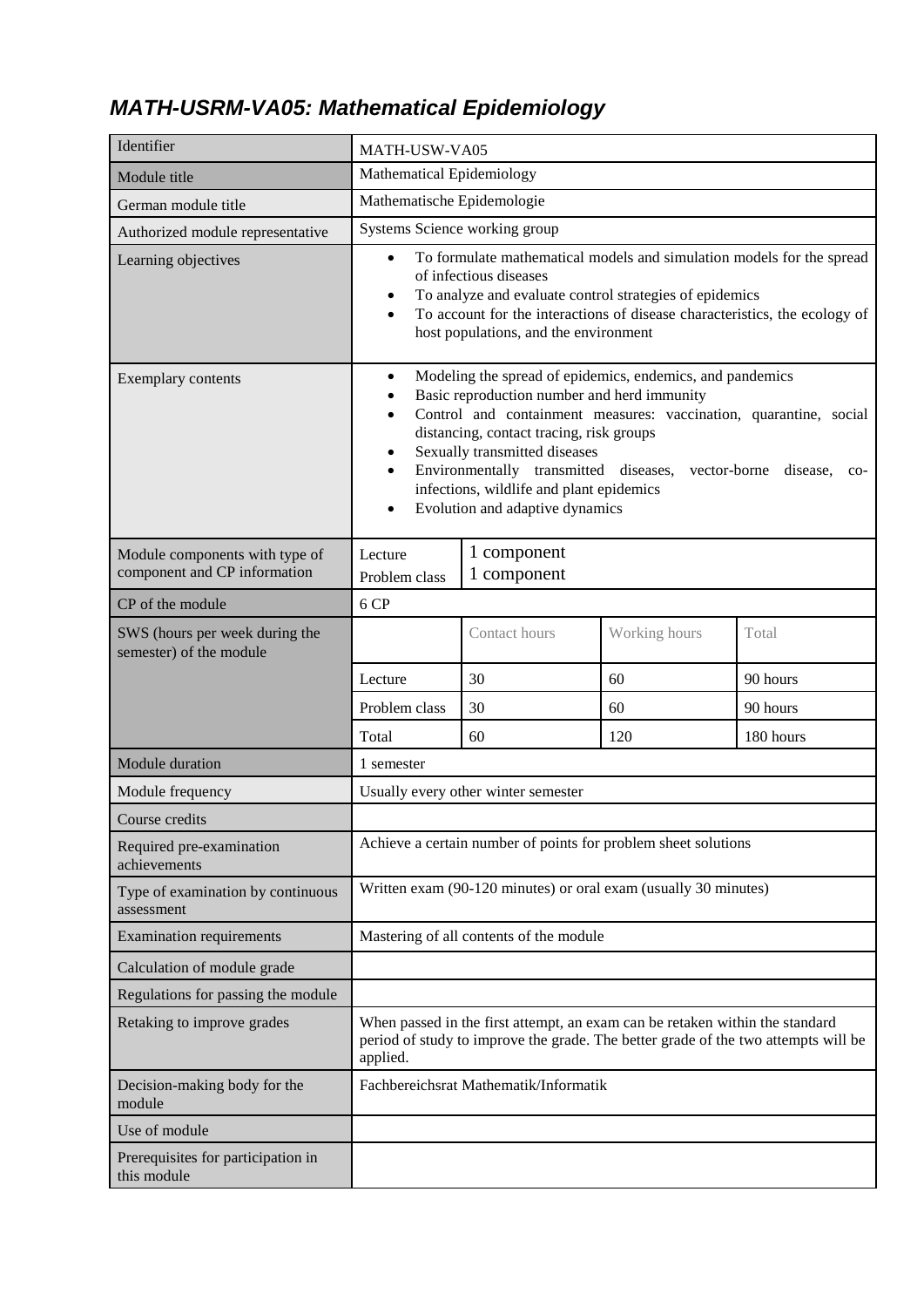## *MATH-USRM-VA05: Mathematical Epidemiology*

| Identifier | MATH-USW-VA05 | | | |
|---|---|---|---|---|
| Module title | Mathematical Epidemiology | | | |
| German module title | Mathematische Epidemologie | | | |
| Authorized module representative | Systems Science working group | | | |
| Learning objectives | • To formulate mathematical models and simulation models for the spread of infectious diseases<br>• To analyze and evaluate control strategies of epidemics<br>• To account for the interactions of disease characteristics, the ecology of host populations, and the environment | | | |
| Exemplary contents | • Modeling the spread of epidemics, endemics, and pandemics<br>• Basic reproduction number and herd immunity<br>• Control and containment measures: vaccination, quarantine, social distancing, contact tracing, risk groups<br>• Sexually transmitted diseases<br>• Environmentally transmitted diseases, vector-borne disease, co-infections, wildlife and plant epidemics<br>• Evolution and adaptive dynamics | | | |
| Module components with type of component and CP information | Lecture | 1 component | | |
| | Problem class | 1 component | | |
| CP of the module | 6 CP | | | |
| SWS (hours per week during the semester) of the module | | Contact hours | Working hours | Total |
| | Lecture | 30 | 60 | 90 hours |
| | Problem class | 30 | 60 | 90 hours |
| | Total | 60 | 120 | 180 hours |
| Module duration | 1 semester | | | |
| Module frequency | Usually every other winter semester | | | |
| Course credits | | | | |
| Required pre-examination achievements | Achieve a certain number of points for problem sheet solutions | | | |
| Type of examination by continuous assessment | Written exam (90-120 minutes) or oral exam (usually 30 minutes) | | | |
| Examination requirements | Mastering of all contents of the module | | | |
| Calculation of module grade | | | | |
| Regulations for passing the module | | | | |
| Retaking to improve grades | When passed in the first attempt, an exam can be retaken within the standard period of study to improve the grade. The better grade of the two attempts will be applied. | | | |
| Decision-making body for the module | Fachbereichsrat Mathematik/Informatik | | | |
| Use of module | | | | |
| Prerequisites for participation in this module | | | | |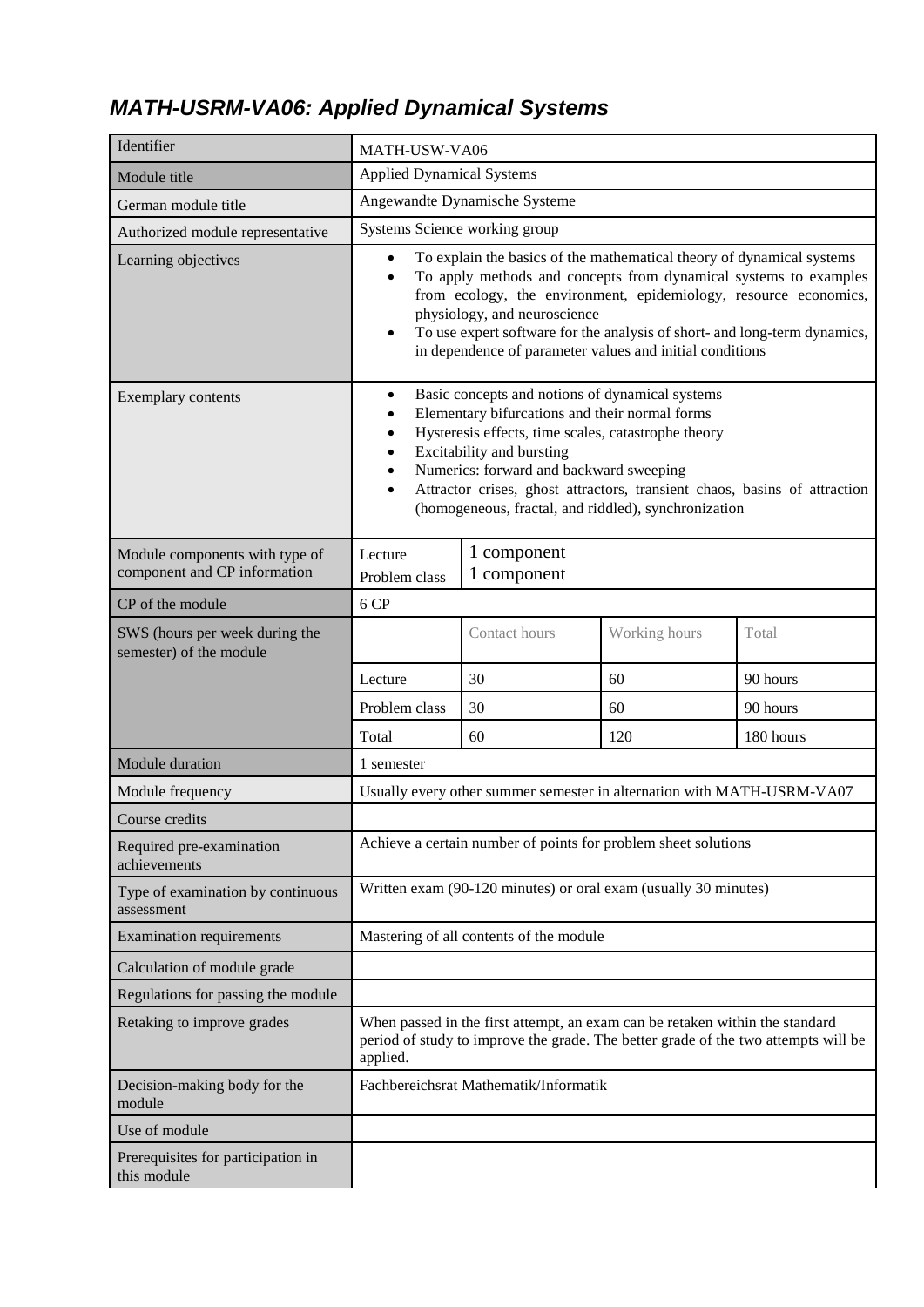# *MATH-USRM-VA06: Applied Dynamical Systems*

| Identifier | MATH-USW-VA06 | | | |
|---|---|---|---|---|
| Module title | Applied Dynamical Systems | | | |
| German module title | Angewandte Dynamische Systeme | | | |
| Authorized module representative | Systems Science working group | | | |
| Learning objectives | • To explain the basics of the mathematical theory of dynamical systems<br>• To apply methods and concepts from dynamical systems to examples from ecology, the environment, epidemiology, resource economics, physiology, and neuroscience<br>• To use expert software for the analysis of short- and long-term dynamics, in dependence of parameter values and initial conditions | | | |
| Exemplary contents | • Basic concepts and notions of dynamical systems<br>• Elementary bifurcations and their normal forms<br>• Hysteresis effects, time scales, catastrophe theory<br>• Excitability and bursting<br>• Numerics: forward and backward sweeping<br>• Attractor crises, ghost attractors, transient chaos, basins of attraction (homogeneous, fractal, and riddled), synchronization | | | |
| Module components with type of component and CP information | Lecture | 1 component | | |
| | Problem class | 1 component | | |
| CP of the module | 6 CP | | | |
| SWS (hours per week during the semester) of the module | | Contact hours | Working hours | Total |
| | Lecture | 30 | 60 | 90 hours |
| | Problem class | 30 | 60 | 90 hours |
| | Total | 60 | 120 | 180 hours |
| Module duration | 1 semester | | | |
| Module frequency | Usually every other summer semester in alternation with MATH-USRM-VA07 | | | |
| Course credits | | | | |
| Required pre-examination achievements | Achieve a certain number of points for problem sheet solutions | | | |
| Type of examination by continuous assessment | Written exam (90-120 minutes) or oral exam (usually 30 minutes) | | | |
| Examination requirements | Mastering of all contents of the module | | | |
| Calculation of module grade | | | | |
| Regulations for passing the module | | | | |
| Retaking to improve grades | When passed in the first attempt, an exam can be retaken within the standard period of study to improve the grade. The better grade of the two attempts will be applied. | | | |
| Decision-making body for the module | Fachbereichsrat Mathematik/Informatik | | | |
| Use of module | | | | |
| Prerequisites for participation in this module | | | | |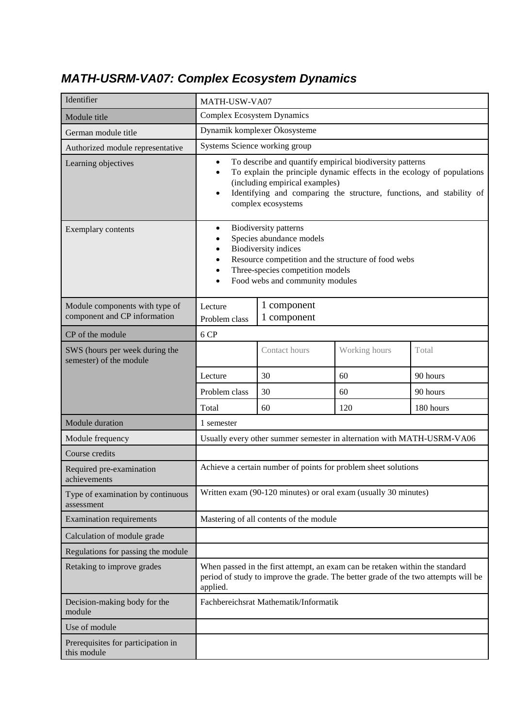## *MATH-USRM-VA07: Complex Ecosystem Dynamics*

| Identifier | MATH-USW-VA07 | | | |
|---|---|---|---|---|
| Module title | Complex Ecosystem Dynamics | | | |
| German module title | Dynamik komplexer Ökosysteme | | | |
| Authorized module representative | Systems Science working group | | | |
| Learning objectives | • To describe and quantify empirical biodiversity patterns<br>• To explain the principle dynamic effects in the ecology of populations (including empirical examples)<br>• Identifying and comparing the structure, functions, and stability of complex ecosystems | | | |
| Exemplary contents | • Biodiversity patterns<br>• Species abundance models<br>• Biodiversity indices<br>• Resource competition and the structure of food webs<br>• Three-species competition models<br>• Food webs and community modules | | | |
| Module components with type of component and CP information | Lecture<br>Problem class | 1 component<br>1 component | | |
| CP of the module | 6 CP | | | |
| SWS (hours per week during the semester) of the module | | Contact hours | Working hours | Total |
| | Lecture | 30 | 60 | 90 hours |
| | Problem class | 30 | 60 | 90 hours |
| | Total | 60 | 120 | 180 hours |
| Module duration | 1 semester | | | |
| Module frequency | Usually every other summer semester in alternation with MATH-USRM-VA06 | | | |
| Course credits | | | | |
| Required pre-examination achievements | Achieve a certain number of points for problem sheet solutions | | | |
| Type of examination by continuous assessment | Written exam (90-120 minutes) or oral exam (usually 30 minutes) | | | |
| Examination requirements | Mastering of all contents of the module | | | |
| Calculation of module grade | | | | |
| Regulations for passing the module | | | | |
| Retaking to improve grades | When passed in the first attempt, an exam can be retaken within the standard period of study to improve the grade. The better grade of the two attempts will be applied. | | | |
| Decision-making body for the module | Fachbereichsrat Mathematik/Informatik | | | |
| Use of module | | | | |
| Prerequisites for participation in this module | | | | |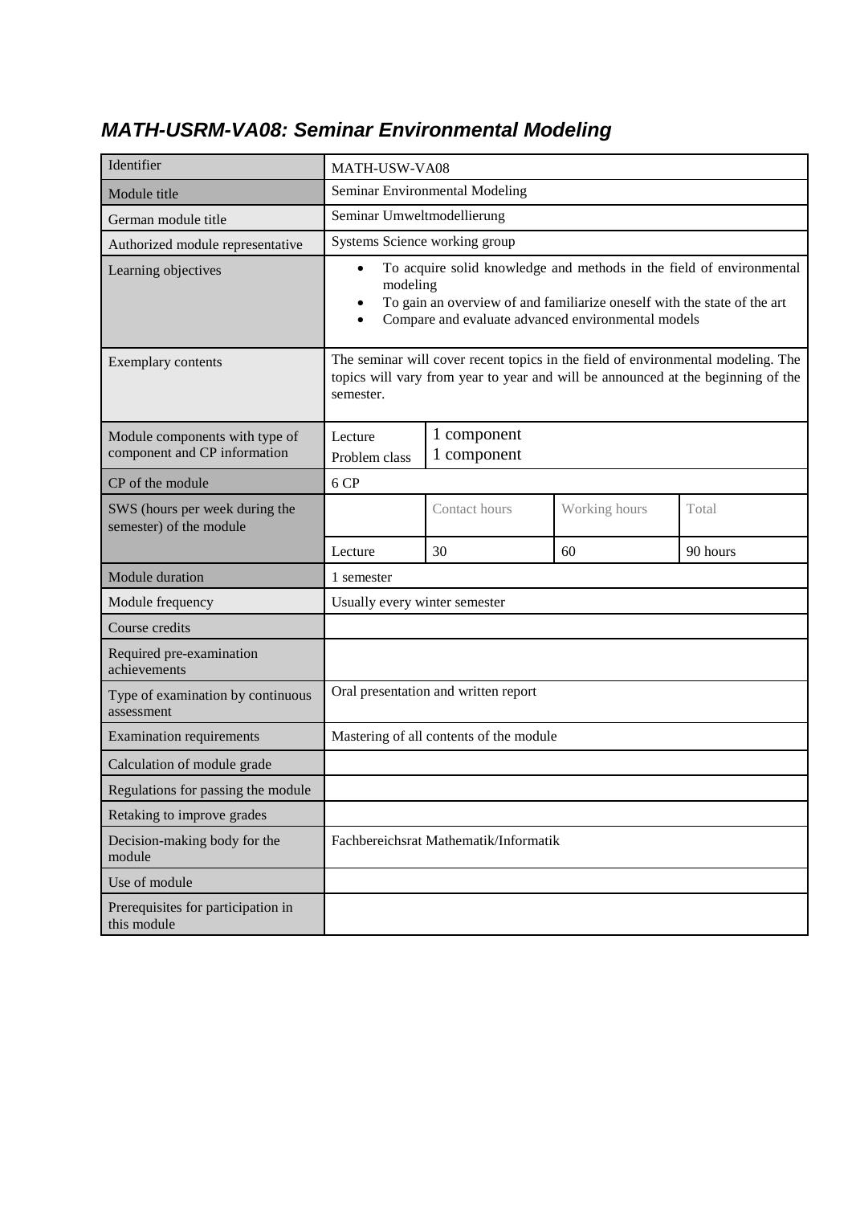## *MATH-USRM-VA08: Seminar Environmental Modeling*

| Identifier | MATH-USW-VA08 | | | |
|---|---|---|---|---|
| Module title | Seminar Environmental Modeling | | | |
| German module title | Seminar Umweltmodellierung | | | |
| Authorized module representative | Systems Science working group | | | |
| Learning objectives | • To acquire solid knowledge and methods in the field of environmental modeling<br>• To gain an overview of and familiarize oneself with the state of the art<br>• Compare and evaluate advanced environmental models | | | |
| Exemplary contents | The seminar will cover recent topics in the field of environmental modeling. The topics will vary from year to year and will be announced at the beginning of the semester. | | | |
| Module components with type of component and CP information | Lecture<br>Problem class | 1 component<br>1 component | | |
| CP of the module | 6 CP | | | |
| SWS (hours per week during the semester) of the module | | Contact hours | Working hours | Total |
| | Lecture | 30 | 60 | 90 hours |
| Module duration | 1 semester | | | |
| Module frequency | Usually every winter semester | | | |
| Course credits | | | | |
| Required pre-examination achievements | | | | |
| Type of examination by continuous assessment | Oral presentation and written report | | | |
| Examination requirements | Mastering of all contents of the module | | | |
| Calculation of module grade | | | | |
| Regulations for passing the module | | | | |
| Retaking to improve grades | | | | |
| Decision-making body for the module | Fachbereichsrat Mathematik/Informatik | | | |
| Use of module | | | | |
| Prerequisites for participation in this module | | | | |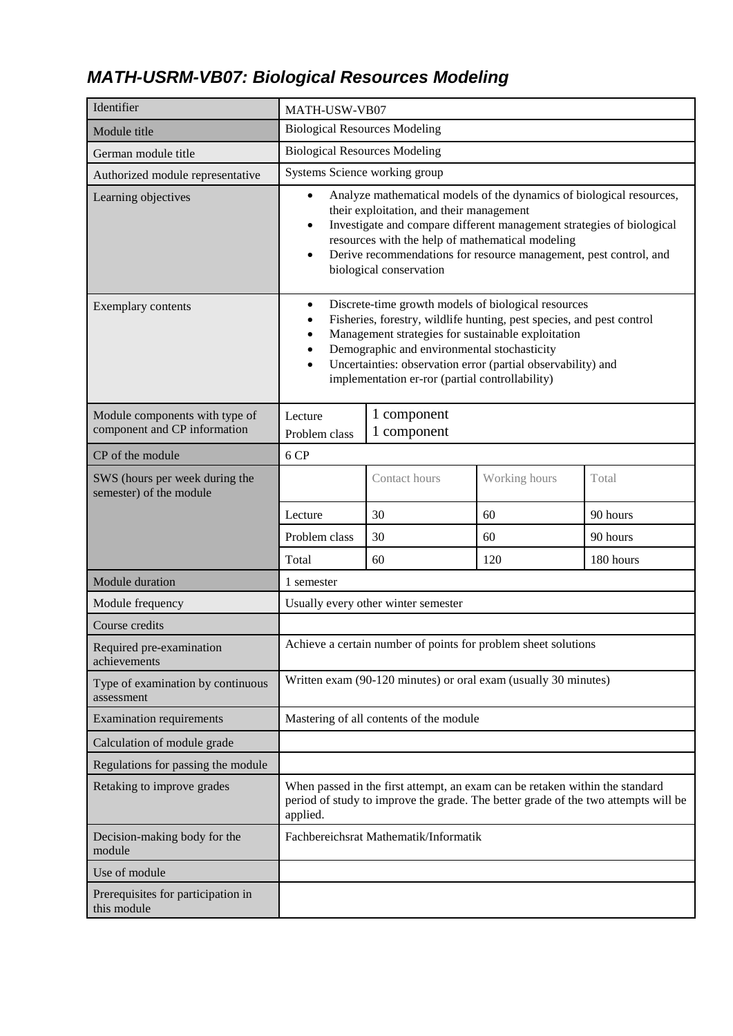# *MATH-USRM-VB07: Biological Resources Modeling*

| Identifier | MATH-USW-VB07 | | | |
|---|---|---|---|---|
| Module title | Biological Resources Modeling | | | |
| German module title | Biological Resources Modeling | | | |
| Authorized module representative | Systems Science working group | | | |
| Learning objectives | • Analyze mathematical models of the dynamics of biological resources, their exploitation, and their management<br>• Investigate and compare different management strategies of biological resources with the help of mathematical modeling<br>• Derive recommendations for resource management, pest control, and biological conservation | | | |
| Exemplary contents | • Discrete-time growth models of biological resources<br>• Fisheries, forestry, wildlife hunting, pest species, and pest control<br>• Management strategies for sustainable exploitation<br>• Demographic and environmental stochasticity<br>• Uncertainties: observation error (partial observability) and implementation er-ror (partial controllability) | | | |
| Module components with type of component and CP information | Lecture<br>Problem class | 1 component<br>1 component | | |
| CP of the module | 6 CP | | | |
| SWS (hours per week during the semester) of the module | | Contact hours | Working hours | Total |
| | Lecture | 30 | 60 | 90 hours |
| | Problem class | 30 | 60 | 90 hours |
| | Total | 60 | 120 | 180 hours |
| Module duration | 1 semester | | | |
| Module frequency | Usually every other winter semester | | | |
| Course credits | | | | |
| Required pre-examination achievements | Achieve a certain number of points for problem sheet solutions | | | |
| Type of examination by continuous assessment | Written exam (90-120 minutes) or oral exam (usually 30 minutes) | | | |
| Examination requirements | Mastering of all contents of the module | | | |
| Calculation of module grade | | | | |
| Regulations for passing the module | | | | |
| Retaking to improve grades | When passed in the first attempt, an exam can be retaken within the standard period of study to improve the grade. The better grade of the two attempts will be applied. | | | |
| Decision-making body for the module | Fachbereichsrat Mathematik/Informatik | | | |
| Use of module | | | | |
| Prerequisites for participation in this module | | | | |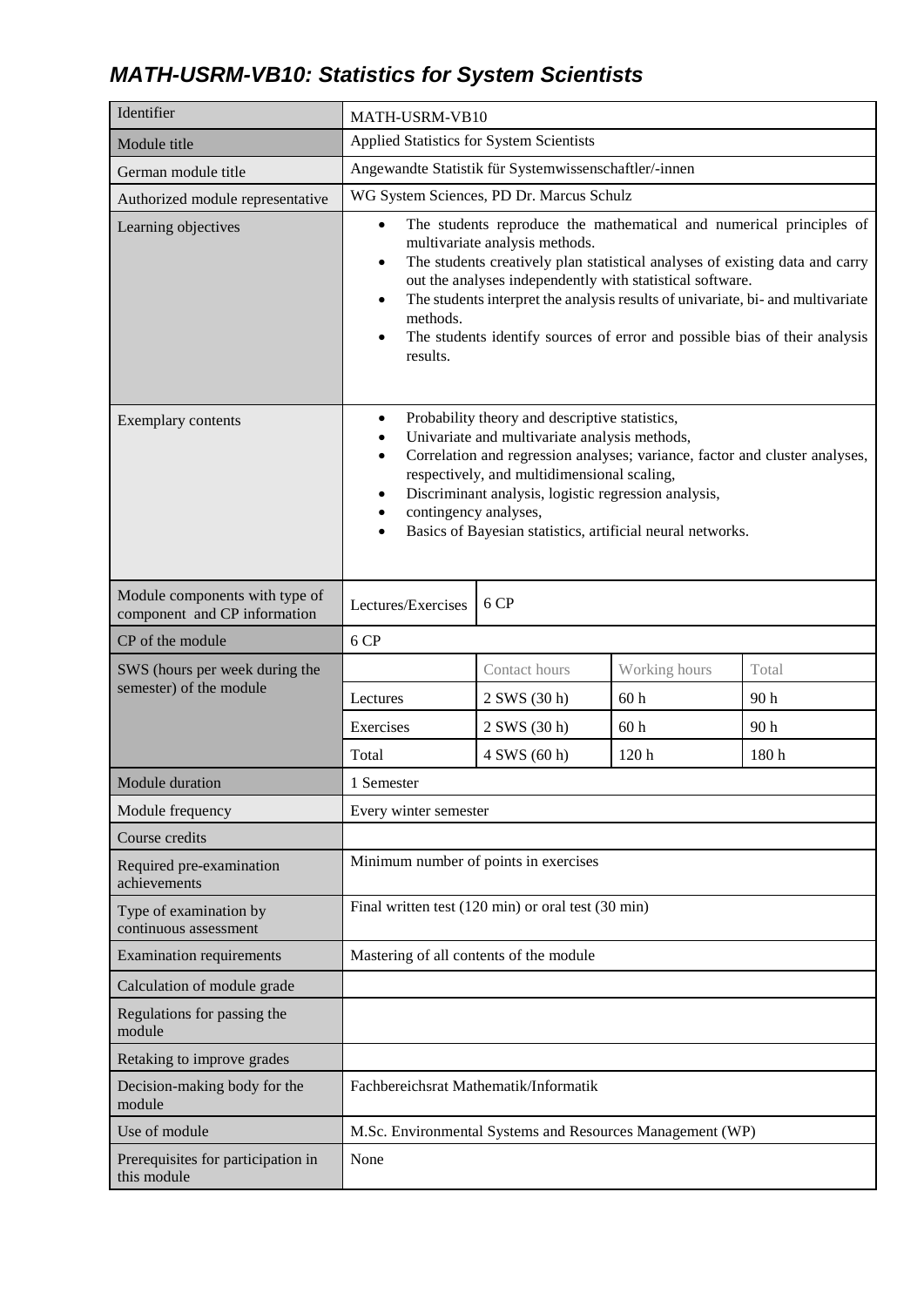# *MATH-USRM-VB10: Statistics for System Scientists*

| | | | | |
|---|---|---|---|---|
| Identifier | MATH-USRM-VB10 | | | |
| Module title | Applied Statistics for System Scientists | | | |
| German module title | Angewandte Statistik für Systemwissenschaftler/-innen | | | |
| Authorized module representative | WG System Sciences, PD Dr. Marcus Schulz | | | |
| Learning objectives | • The students reproduce the mathematical and numerical principles of multivariate analysis methods.<br>• The students creatively plan statistical analyses of existing data and carry out the analyses independently with statistical software.<br>• The students interpret the analysis results of univariate, bi- and multivariate methods.<br>• The students identify sources of error and possible bias of their analysis results. | | | |
| Exemplary contents | • Probability theory and descriptive statistics,<br>• Univariate and multivariate analysis methods,<br>• Correlation and regression analyses; variance, factor and cluster analyses, respectively, and multidimensional scaling,<br>• Discriminant analysis, logistic regression analysis,<br>• contingency analyses,<br>• Basics of Bayesian statistics, artificial neural networks. | | | |
| Module components with type of component and CP information | Lectures/Exercises | 6 CP | | |
| CP of the module | 6 CP | | | |
| SWS (hours per week during the semester) of the module | | Contact hours | Working hours | Total |
| | Lectures | 2 SWS (30 h) | 60 h | 90 h |
| | Exercises | 2 SWS (30 h) | 60 h | 90 h |
| | Total | 4 SWS (60 h) | 120 h | 180 h |
| Module duration | 1 Semester | | | |
| Module frequency | Every winter semester | | | |
| Course credits | | | | |
| Required pre-examination achievements | Minimum number of points in exercises | | | |
| Type of examination by continuous assessment | Final written test (120 min) or oral test (30 min) | | | |
| Examination requirements | Mastering of all contents of the module | | | |
| Calculation of module grade | | | | |
| Regulations for passing the module | | | | |
| Retaking to improve grades | | | | |
| Decision-making body for the module | Fachbereichsrat Mathematik/Informatik | | | |
| Use of module | M.Sc. Environmental Systems and Resources Management (WP) | | | |
| Prerequisites for participation in this module | None | | | |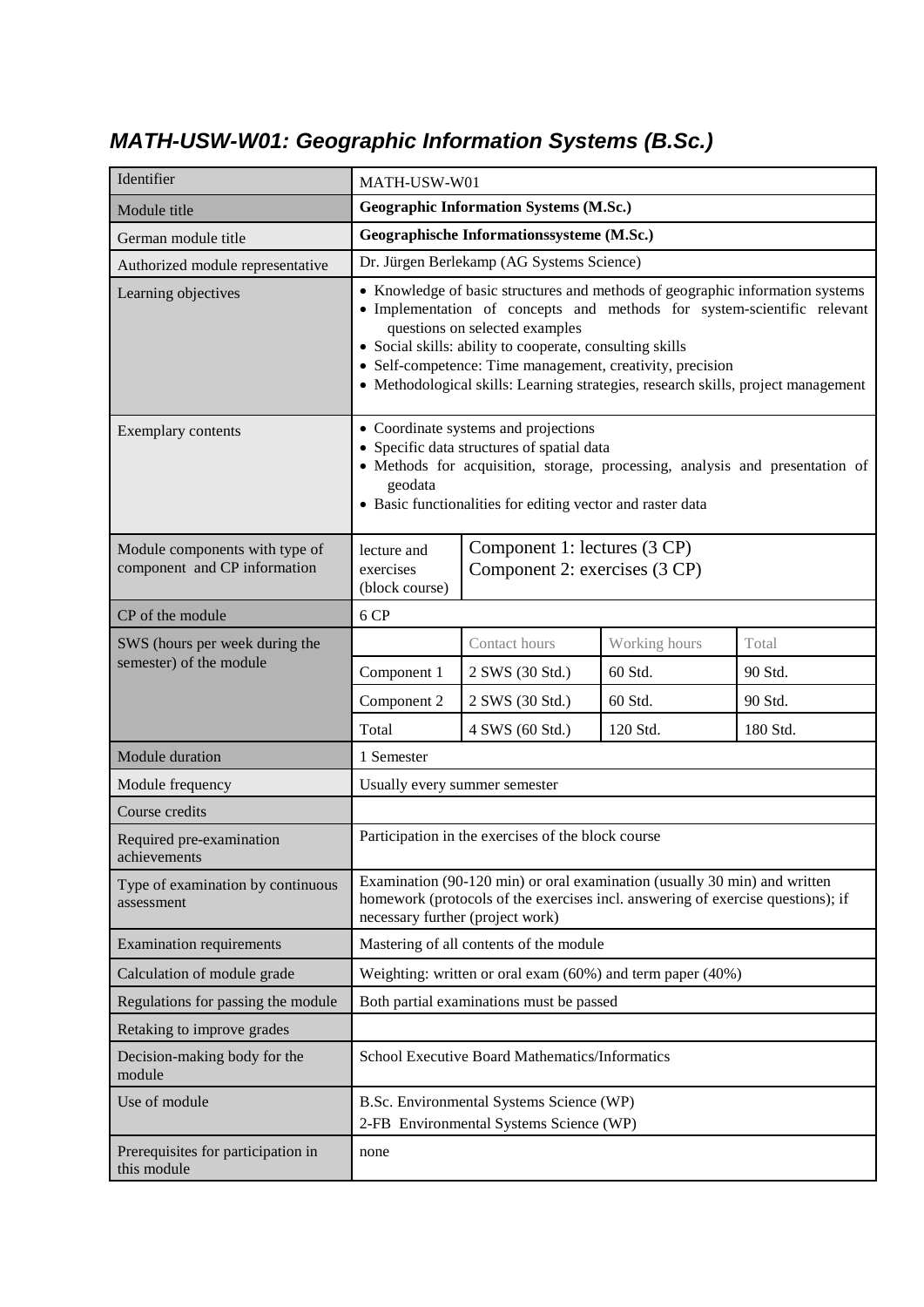## *MATH-USW-W01: Geographic Information Systems (B.Sc.)*

| Identifier | MATH-USW-W01 | | | |
|---|---|---|---|---|
| Module title | **Geographic Information Systems (M.Sc.)** | | | |
| German module title | **Geographische Informationssysteme (M.Sc.)** | | | |
| Authorized module representative | Dr. Jürgen Berlekamp (AG Systems Science) | | | |
| Learning objectives | • Knowledge of basic structures and methods of geographic information systems<br>• Implementation of concepts and methods for system-scientific relevant questions on selected examples<br>• Social skills: ability to cooperate, consulting skills<br>• Self-competence: Time management, creativity, precision<br>• Methodological skills: Learning strategies, research skills, project management | | | |
| Exemplary contents | • Coordinate systems and projections<br>• Specific data structures of spatial data<br>• Methods for acquisition, storage, processing, analysis and presentation of geodata<br>• Basic functionalities for editing vector and raster data | | | |
| Module components with type of component and CP information | lecture and exercises (block course) | Component 1: lectures (3 CP)<br>Component 2: exercises (3 CP) | | |
| CP of the module | 6 CP | | | |
| SWS (hours per week during the semester) of the module | | Contact hours | Working hours | Total |
| | Component 1 | 2 SWS (30 Std.) | 60 Std. | 90 Std. |
| | Component 2 | 2 SWS (30 Std.) | 60 Std. | 90 Std. |
| | Total | 4 SWS (60 Std.) | 120 Std. | 180 Std. |
| Module duration | 1 Semester | | | |
| Module frequency | Usually every summer semester | | | |
| Course credits | | | | |
| Required pre-examination achievements | Participation in the exercises of the block course | | | |
| Type of examination by continuous assessment | Examination (90-120 min) or oral examination (usually 30 min) and written homework (protocols of the exercises incl. answering of exercise questions); if necessary further (project work) | | | |
| Examination requirements | Mastering of all contents of the module | | | |
| Calculation of module grade | Weighting: written or oral exam (60%) and term paper (40%) | | | |
| Regulations for passing the module | Both partial examinations must be passed | | | |
| Retaking to improve grades | | | | |
| Decision-making body for the module | School Executive Board Mathematics/Informatics | | | |
| Use of module | B.Sc. Environmental Systems Science (WP)<br>2-FB Environmental Systems Science (WP) | | | |
| Prerequisites for participation in this module | none | | | |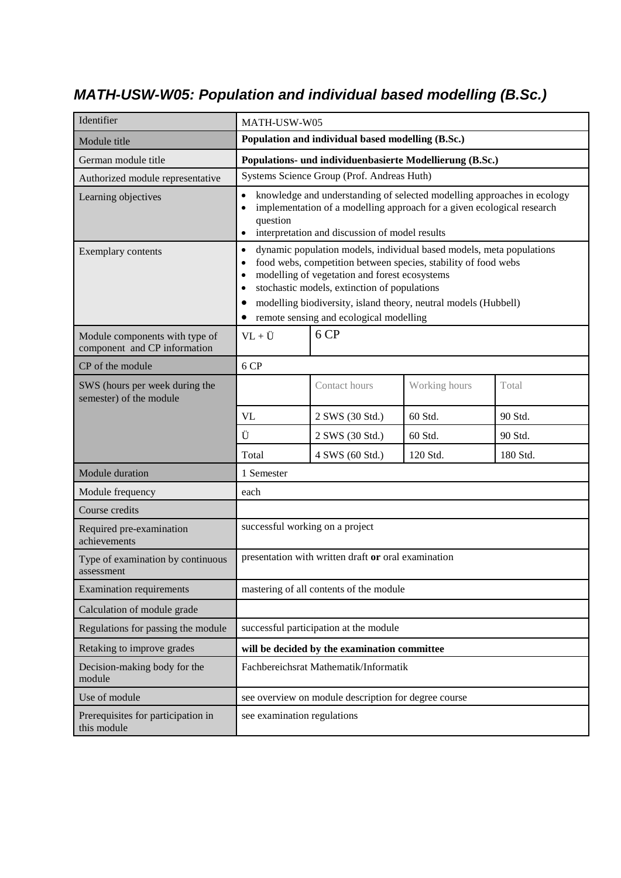## *MATH-USW-W05: Population and individual based modelling (B.Sc.)*

| Identifier | MATH-USW-W05 | | | |
|---|---|---|---|---|
| Module title | **Population and individual based modelling (B.Sc.)** | | | |
| German module title | **Populations- und individuenbasierte Modellierung (B.Sc.)** | | | |
| Authorized module representative | Systems Science Group (Prof. Andreas Huth) | | | |
| Learning objectives | • knowledge and understanding of selected modelling approaches in ecology<br>• implementation of a modelling approach for a given ecological research question<br>• interpretation and discussion of model results | | | |
| Exemplary contents | • dynamic population models, individual based models, meta populations<br>• food webs, competition between species, stability of food webs<br>• modelling of vegetation and forest ecosystems<br>• stochastic models, extinction of populations<br>• modelling biodiversity, island theory, neutral models (Hubbell)<br>• remote sensing and ecological modelling | | | |
| Module components with type of component and CP information | VL + Ü | 6 CP | | |
| CP of the module | 6 CP | | | |
| SWS (hours per week during the semester) of the module | | Contact hours | Working hours | Total |
| | VL | 2 SWS (30 Std.) | 60 Std. | 90 Std. |
| | Ü | 2 SWS (30 Std.) | 60 Std. | 90 Std. |
| | Total | 4 SWS (60 Std.) | 120 Std. | 180 Std. |
| Module duration | 1 Semester | | | |
| Module frequency | each | | | |
| Course credits | | | | |
| Required pre-examination achievements | successful working on a project | | | |
| Type of examination by continuous assessment | presentation with written draft **or** oral examination | | | |
| Examination requirements | mastering of all contents of the module | | | |
| Calculation of module grade | | | | |
| Regulations for passing the module | successful participation at the module | | | |
| Retaking to improve grades | **will be decided by the examination committee** | | | |
| Decision-making body for the module | Fachbereichsrat Mathematik/Informatik | | | |
| Use of module | see overview on module description for degree course | | | |
| Prerequisites for participation in this module | see examination regulations | | | |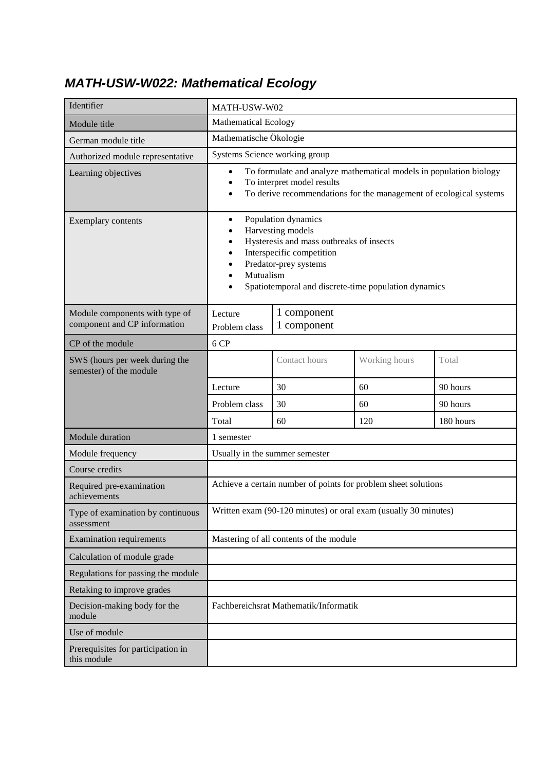## *MATH-USW-W022: Mathematical Ecology*

| | | | | |
|---|---|---|---|---|
| Identifier | MATH-USW-W02 | | | |
| Module title | Mathematical Ecology | | | |
| German module title | Mathematische Ökologie | | | |
| Authorized module representative | Systems Science working group | | | |
| Learning objectives | • To formulate and analyze mathematical models in population biology<br>• To interpret model results<br>• To derive recommendations for the management of ecological systems | | | |
| Exemplary contents | • Population dynamics<br>• Harvesting models<br>• Hysteresis and mass outbreaks of insects<br>• Interspecific competition<br>• Predator-prey systems<br>• Mutualism<br>• Spatiotemporal and discrete-time population dynamics | | | |
| Module components with type of component and CP information | Lecture<br>Problem class | 1 component<br>1 component | | |
| CP of the module | 6 CP | | | |
| SWS (hours per week during the semester) of the module | | Contact hours | Working hours | Total |
| | Lecture | 30 | 60 | 90 hours |
| | Problem class | 30 | 60 | 90 hours |
| | Total | 60 | 120 | 180 hours |
| Module duration | 1 semester | | | |
| Module frequency | Usually in the summer semester | | | |
| Course credits | | | | |
| Required pre-examination achievements | Achieve a certain number of points for problem sheet solutions | | | |
| Type of examination by continuous assessment | Written exam (90-120 minutes) or oral exam (usually 30 minutes) | | | |
| Examination requirements | Mastering of all contents of the module | | | |
| Calculation of module grade | | | | |
| Regulations for passing the module | | | | |
| Retaking to improve grades | | | | |
| Decision-making body for the module | Fachbereichsrat Mathematik/Informatik | | | |
| Use of module | | | | |
| Prerequisites for participation in this module | | | | |